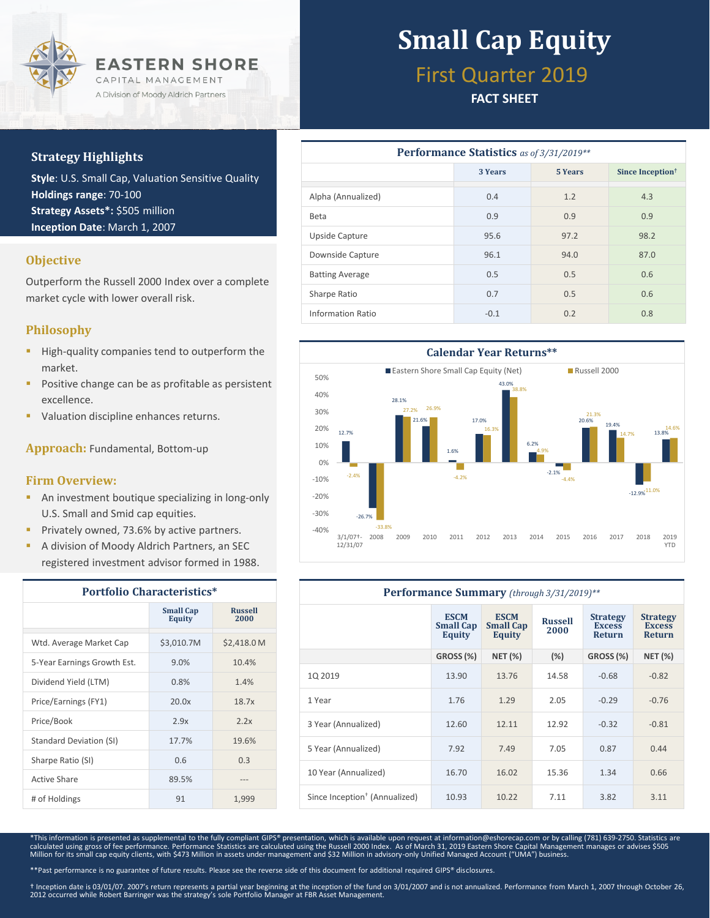EASTERN SHORE
CAPITAL MANAGEMENT
A Division of Moody Aldrich Partners

# Small Cap Equity

## First Quarter 2019

**FACT SHEET**

### Strategy Highlights

**Style**: U.S. Small Cap, Valuation Sensitive Quality
**Holdings range**: 70-100
**Strategy Assets*:** $505 million
**Inception Date**: March 1, 2007

### Objective

Outperform the Russell 2000 Index over a complete market cycle with lower overall risk.

### Philosophy

- High-quality companies tend to outperform the market.
- Positive change can be as profitable as persistent excellence.
- Valuation discipline enhances returns.

### Approach: Fundamental, Bottom-up

### Firm Overview:

- An investment boutique specializing in long-only U.S. Small and Smid cap equities.
- Privately owned, 73.6% by active partners.
- A division of Moody Aldrich Partners, an SEC registered investment advisor formed in 1988.

### Portfolio Characteristics*

| | Small Cap Equity | Russell 2000 |
|---|---|---|
| Wtd. Average Market Cap | $3,010.7M | $2,418.0 M |
| 5-Year Earnings Growth Est. | 9.0% | 10.4% |
| Dividend Yield (LTM) | 0.8% | 1.4% |
| Price/Earnings (FY1) | 20.0x | 18.7x |
| Price/Book | 2.9x | 2.2x |
| Standard Deviation (SI) | 17.7% | 19.6% |
| Sharpe Ratio (SI) | 0.6 | 0.3 |
| Active Share | 89.5% | --- |
| # of Holdings | 91 | 1,999 |

### Performance Statistics *as of 3/31/2019***

| | 3 Years | 5 Years | Since Inception† |
|---|---|---|---|
| Alpha (Annualized) | 0.4 | 1.2 | 4.3 |
| Beta | 0.9 | 0.9 | 0.9 |
| Upside Capture | 95.6 | 97.2 | 98.2 |
| Downside Capture | 96.1 | 94.0 | 87.0 |
| Batting Average | 0.5 | 0.5 | 0.6 |
| Sharpe Ratio | 0.7 | 0.5 | 0.6 |
| Information Ratio | -0.1 | 0.2 | 0.8 |

### Calendar Year Returns**

| | Eastern Shore Small Cap Equity (Net) | Russell 2000 |
|---|---|---|
| 3/1/07†-12/31/07 | 12.7% | -2.4% |
| 2008 | -26.7% | -33.8% |
| 2009 | 28.1% | 27.2% |
| 2010 | 21.6% | 26.9% |
| 2011 | 1.6% | -4.2% |
| 2012 | 17.0% | 16.3% |
| 2013 | 43.0% | 38.8% |
| 2014 | 6.2% | 4.9% |
| 2015 | -2.1% | -4.4% |
| 2016 | 20.6% | 21.3% |
| 2017 | 19.4% | 14.7% |
| 2018 | -12.9% | -11.0% |
| 2019 YTD | 13.8% | 14.6% |

### Performance Summary *(through 3/31/2019)***

| | ESCM Small Cap Equity | ESCM Small Cap Equity | Russell 2000 | Strategy Excess Return | Strategy Excess Return |
|---|---|---|---|---|---|
| | GROSS (%) | NET (%) | (%) | GROSS (%) | NET (%) |
| 1Q 2019 | 13.90 | 13.76 | 14.58 | -0.68 | -0.82 |
| 1 Year | 1.76 | 1.29 | 2.05 | -0.29 | -0.76 |
| 3 Year (Annualized) | 12.60 | 12.11 | 12.92 | -0.32 | -0.81 |
| 5 Year (Annualized) | 7.92 | 7.49 | 7.05 | 0.87 | 0.44 |
| 10 Year (Annualized) | 16.70 | 16.02 | 15.36 | 1.34 | 0.66 |
| Since Inception† (Annualized) | 10.93 | 10.22 | 7.11 | 3.82 | 3.11 |

*This information is presented as supplemental to the fully compliant GIPS® presentation, which is available upon request at information@eshorecap.com or by calling (781) 639-2750. Statistics are calculated using gross of fee performance. Performance Statistics are calculated using the Russell 2000 Index. As of March 31, 2019 Eastern Shore Capital Management manages or advises $505 Million for its small cap equity clients, with $473 Million in assets under management and $32 Million in advisory-only Unified Managed Account ("UMA") business.

**Past performance is no guarantee of future results. Please see the reverse side of this document for additional required GIPS® disclosures.

† Inception date is 03/01/07. 2007's return represents a partial year beginning at the inception of the fund on 3/01/2007 and is not annualized. Performance from March 1, 2007 through October 26, 2012 occurred while Robert Barringer was the strategy's sole Portfolio Manager at FBR Asset Management.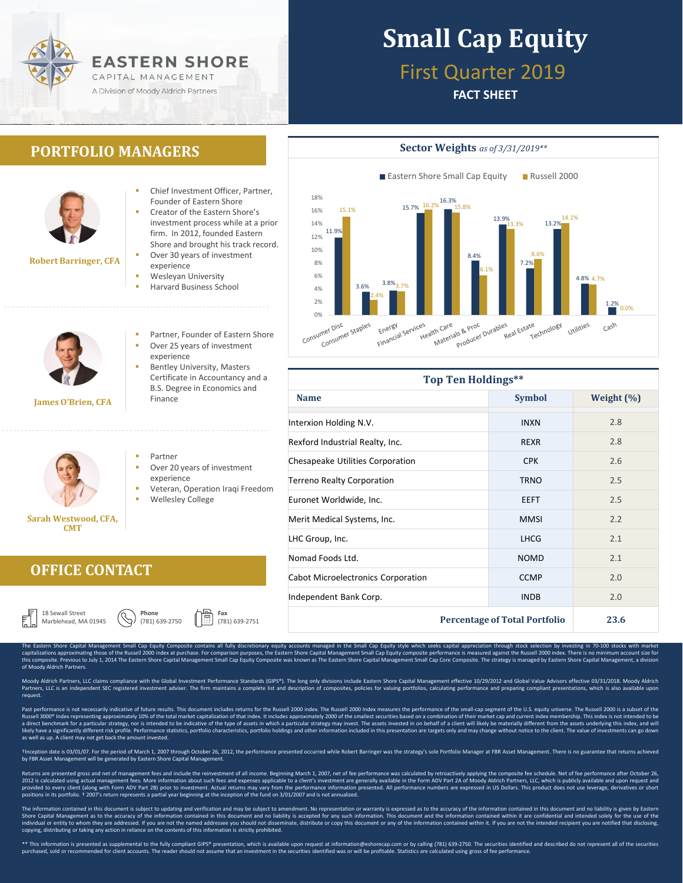EASTERN SHORE
CAPITAL MANAGEMENT
A Division of Moody Aldrich Partners

# Small Cap Equity

## First Quarter 2019

**FACT SHEET**

## PORTFOLIO MANAGERS

**Robert Barringer, CFA**

- Chief Investment Officer, Partner, Founder of Eastern Shore
- Creator of the Eastern Shore's investment process while at a prior firm. In 2012, founded Eastern Shore and brought his track record.
- Over 30 years of investment experience
- Wesleyan University
- Harvard Business School

**James O'Brien, CFA**

- Partner, Founder of Eastern Shore
- Over 25 years of investment experience
- Bentley University, Masters Certificate in Accountancy and a B.S. Degree in Economics and Finance

**Sarah Westwood, CFA, CMT**

- Partner
- Over 20 years of investment experience
- Veteran, Operation Iraqi Freedom
- Wellesley College

## OFFICE CONTACT

18 Sewall Street
Marblehead, MA 01945

**Phone**
(781) 639-2750

**Fax**
(781) 639-2751

### Sector Weights *as of 3/31/2019***

Eastern Shore Small Cap Equity
Russell 2000

18%
16%
14%
12%
10%
8%
6%
4%
2%
0%

Consumer Disc 11.9% 15.1%
Consumer Staples 3.6% 2.4%
Energy 3.8% 3.7%
Financial Services 15.7% 16.2%
Health Care 16.3% 15.8%
Materials & Proc 8.4% 6.1%
Producer Durables 13.9% 13.3%
Real Estate 7.2% 8.6%
Technology 13.2% 14.1%
Utilities 4.8% 4.7%
Cash 1.2% 0.0%

### Top Ten Holdings**

| Name | Symbol | Weight (%) |
|---|---|---|
| Interxion Holding N.V. | INXN | 2.8 |
| Rexford Industrial Realty, Inc. | REXR | 2.8 |
| Chesapeake Utilities Corporation | CPK | 2.6 |
| Terreno Realty Corporation | TRNO | 2.5 |
| Euronet Worldwide, Inc. | EEFT | 2.5 |
| Merit Medical Systems, Inc. | MMSI | 2.2 |
| LHC Group, Inc. | LHCG | 2.1 |
| Nomad Foods Ltd. | NOMD | 2.1 |
| Cabot Microelectronics Corporation | CCMP | 2.0 |
| Independent Bank Corp. | INDB | 2.0 |
| **Percentage of Total Portfolio** | | **23.6** |

The Eastern Shore Capital Management Small Cap Equity Composite contains all fully discretionary equity accounts managed in the Small Cap Equity style which seeks capital appreciation through stock selection by investing in 70-100 stocks with market capitalizations approximating those of the Russell 2000 index at purchase. For comparison purposes, the Eastern Shore Capital Management Small Cap Equity composite performance is measured against the Russell 2000 index. There is no minimum account size for this composite. Previous to July 1, 2014 The Eastern Shore Capital Management Small Cap Equity Composite was known as The Eastern Shore Capital Management Small Cap Core Composite. The strategy is managed by Eastern Shore Capital Management, a division of Moody Aldrich Partners.

Moody Aldrich Partners, LLC claims compliance with the Global Investment Performance Standards (GIPS®). The long only divisions include Eastern Shore Capital Management effective 10/29/2012 and Global Value Advisors effective 03/31/2018. Moody Aldrich Partners, LLC is an independent SEC registered investment adviser. The firm maintains a complete list and description of composites, policies for valuing portfolios, calculating performance and preparing compliant presentations, which is also available upon request.

Past performance is not necessarily indicative of future results. This document includes returns for the Russell 2000 index. The Russell 2000 index measures the performance of the small-cap segment of the U.S. equity universe. The Russell 2000 is a subset of the Russell 3000® index representing approximately 10% of the total market capitalization of that index. It includes approximately 2000 of the smallest securities based on a combination of their market cap and current index membership. This index is not intended to be a direct benchmark for a particular strategy, nor is intended to be indicative of the type of assets in which a particular strategy may invest. The assets invested in on behalf of a client will likely be materially different from the assets underlying this index, and will likely have a significantly different risk profile. Performance statistics, portfolio characteristics, portfolio holdings and other information included in this presentation are targets only and may change without notice to the client. The value of investments can go down as well as up. A client may not get back the amount invested.

†Inception date is 03/01/07. For the period of March 1, 2007 through October 26, 2012, the performance presented occurred while Robert Barringer was the strategy's sole Portfolio Manager at FBR Asset Management. There is no guarantee that returns achieved by FBR Asset Management will be generated by Eastern Shore Capital Management.

Returns are presented gross and net of management fees and include the reinvestment of all income. Beginning March 1, 2007, net of fee performance was calculated by retroactively applying the composite fee schedule. Net of fee performance after October 26, 2012 is calculated using actual management fees. More information about such fees and expenses applicable to a client's investment are generally available in the Form ADV Part 2A of Moody Aldrich Partners, LLC, which is publicly available and upon request and provided to every client (along with Form ADV Part 2B) prior to investment. Actual returns may vary from the performance information presented. All performance numbers are expressed in US Dollars. This product does not use leverage, derivatives or short positions in its portfolio. † 2007's return represents a partial year beginning at the inception of the fund on 3/01/2007 and is not annualized.

The information contained in this document is subject to updating and verification and may be subject to amendment. No representation or warranty is expressed as to the accuracy of the information contained in this document and no liability is given by Eastern Shore Capital Management as to the accuracy of the information contained in this document and no liability is accepted for any such information. This document and the information contained within it are confidential and intended solely for the use of the individual or entity to whom they are addressed. If you are not the named addressee you should not disseminate, distribute or copy this document or any of the information contained within it. If you are not the intended recipient you are notified that disclosing, copying, distributing or taking any action in reliance on the contents of this information is strictly prohibited.

** This information is presented as supplemental to the fully compliant GIPS® presentation, which is available upon request at information@eshorecap.com or by calling (781) 639-2750. The securities identified and described do not represent all of the securities purchased, sold or recommended for client accounts. The reader should not assume that an investment in the securities identified was or will be profitable. Statistics are calculated using gross of fee performance.